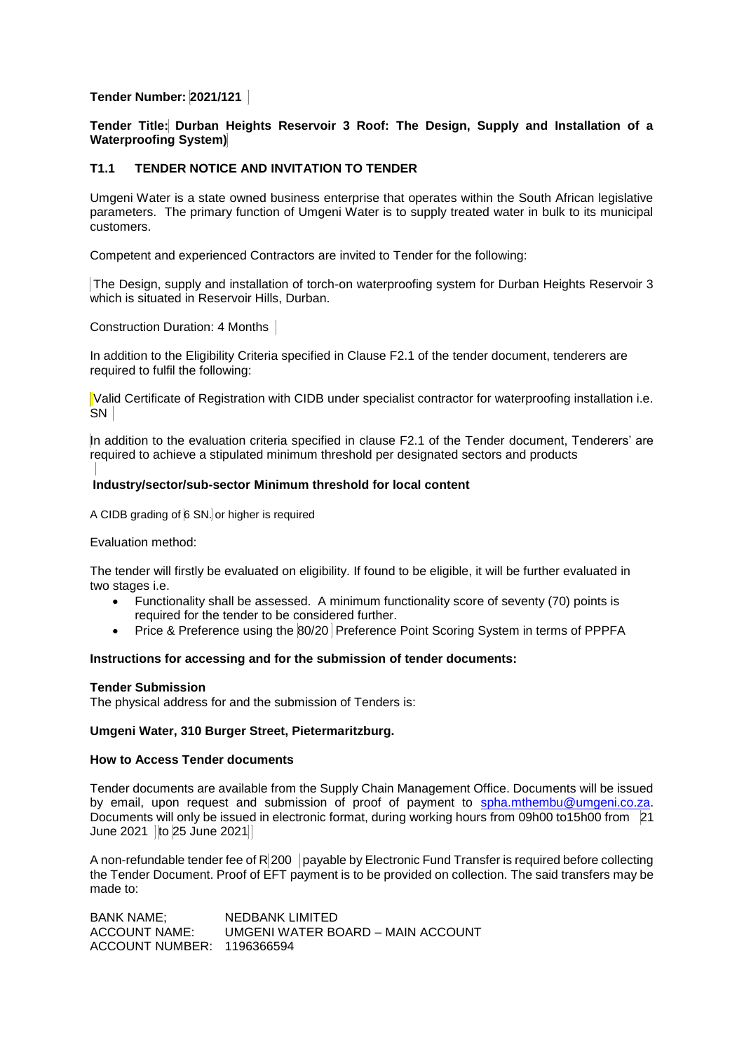**Tender Number: 2021/121**

**Tender Title: Durban Heights Reservoir 3 Roof: The Design, Supply and Installation of a Waterproofing System)**

## T1.1 TENDER NOTICE AND INVITATION TO TENDER

Umgeni Water is a state owned business enterprise that operates within the South African legislative parameters. The primary function of Umgeni Water is to supply treated water in bulk to its municipal customers.

Competent and experienced Contractors are invited to Tender for the following:

The Design, supply and installation of torch-on waterproofing system for Durban Heights Reservoir 3 which is situated in Reservoir Hills, Durban.

Construction Duration: 4 Months

In addition to the Eligibility Criteria specified in Clause F2.1 of the tender document, tenderers are required to fulfil the following:

Valid Certificate of Registration with CIDB under specialist contractor for waterproofing installation i.e. SN

In addition to the evaluation criteria specified in clause F2.1 of the Tender document, Tenderers' are required to achieve a stipulated minimum threshold per designated sectors and products

**Industry/sector/sub-sector Minimum threshold for local content**

A CIDB grading of 6 SN. or higher is required

Evaluation method:

The tender will firstly be evaluated on eligibility. If found to be eligible, it will be further evaluated in two stages i.e.

- Functionality shall be assessed. A minimum functionality score of seventy (70) points is required for the tender to be considered further.
- Price & Preference using the 80/20 Preference Point Scoring System in terms of PPPFA

**Instructions for accessing and for the submission of tender documents:**

**Tender Submission**

The physical address for and the submission of Tenders is:

**Umgeni Water, 310 Burger Street, Pietermaritzburg.**

**How to Access Tender documents**

Tender documents are available from the Supply Chain Management Office. Documents will be issued by email, upon request and submission of proof of payment to spha.mthembu@umgeni.co.za. Documents will only be issued in electronic format, during working hours from 09h00 to15h00 from 21 June 2021 to 25 June 2021

A non-refundable tender fee of R 200 payable by Electronic Fund Transfer is required before collecting the Tender Document. Proof of EFT payment is to be provided on collection. The said transfers may be made to:

BANK NAME; NEDBANK LIMITED  
ACCOUNT NAME: UMGENI WATER BOARD – MAIN ACCOUNT  
ACCOUNT NUMBER: 1196366594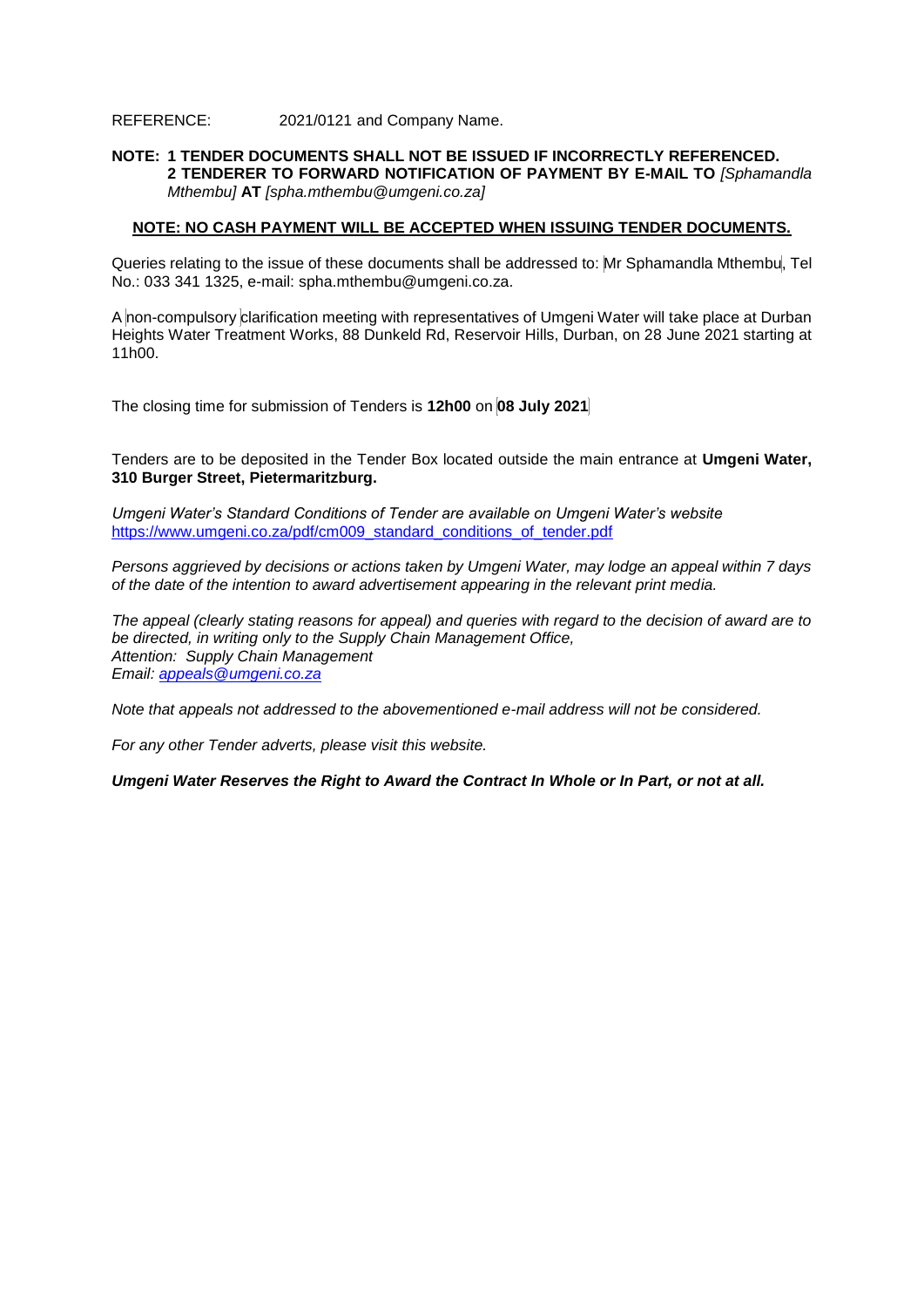REFERENCE: 2021/0121 and Company Name.

**NOTE: 1 TENDER DOCUMENTS SHALL NOT BE ISSUED IF INCORRECTLY REFERENCED.**
**2 TENDERER TO FORWARD NOTIFICATION OF PAYMENT BY E-MAIL TO** *[Sphamandla Mthembu]* **AT** *[spha.mthembu@umgeni.co.za]*

**NOTE: NO CASH PAYMENT WILL BE ACCEPTED WHEN ISSUING TENDER DOCUMENTS.**

Queries relating to the issue of these documents shall be addressed to: Mr Sphamandla Mthembu, Tel No.: 033 341 1325, e-mail: spha.mthembu@umgeni.co.za.

A non-compulsory clarification meeting with representatives of Umgeni Water will take place at Durban Heights Water Treatment Works, 88 Dunkeld Rd, Reservoir Hills, Durban, on 28 June 2021 starting at 11h00.

The closing time for submission of Tenders is **12h00** on **08 July 2021**

Tenders are to be deposited in the Tender Box located outside the main entrance at **Umgeni Water, 310 Burger Street, Pietermaritzburg.**

*Umgeni Water's Standard Conditions of Tender are available on Umgeni Water's website* https://www.umgeni.co.za/pdf/cm009_standard_conditions_of_tender.pdf

*Persons aggrieved by decisions or actions taken by Umgeni Water, may lodge an appeal within 7 days of the date of the intention to award advertisement appearing in the relevant print media.*

*The appeal (clearly stating reasons for appeal) and queries with regard to the decision of award are to be directed, in writing only to the Supply Chain Management Office,*
*Attention: Supply Chain Management*
*Email: appeals@umgeni.co.za*

*Note that appeals not addressed to the abovementioned e-mail address will not be considered.*

*For any other Tender adverts, please visit this website.*

***Umgeni Water Reserves the Right to Award the Contract In Whole or In Part, or not at all.***